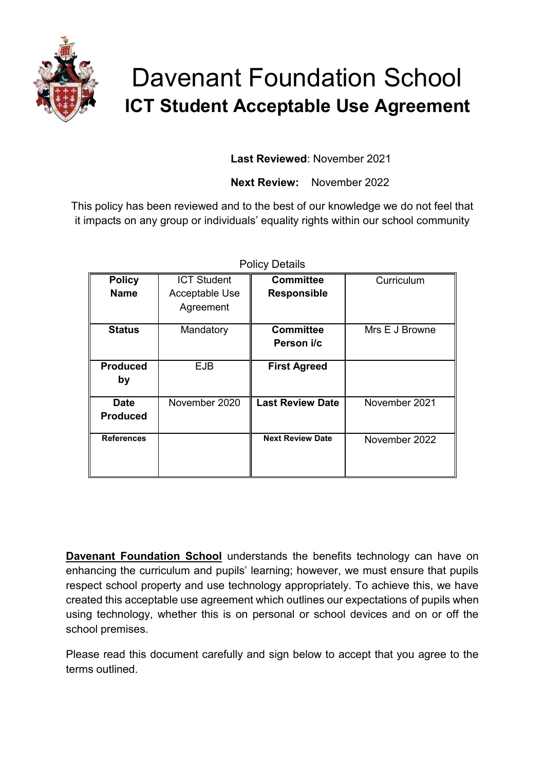# Davenant Foundation School

## ICT Student Acceptable Use Agreement

**Last Reviewed**: November 2021

**Next Review:** November 2022

This policy has been reviewed and to the best of our knowledge we do not feel that it impacts on any group or individuals' equality rights within our school community

Policy Details

| **Policy Name** | ICT Student Acceptable Use Agreement | **Committee Responsible** | Curriculum |
|---|---|---|---|
| **Status** | Mandatory | **Committee Person i/c** | Mrs E J Browne |
| **Produced by** | EJB | **First Agreed** | |
| **Date Produced** | November 2020 | **Last Review Date** | November 2021 |
| **References** | | **Next Review Date** | November 2022 |

**Davenant Foundation School** understands the benefits technology can have on enhancing the curriculum and pupils' learning; however, we must ensure that pupils respect school property and use technology appropriately. To achieve this, we have created this acceptable use agreement which outlines our expectations of pupils when using technology, whether this is on personal or school devices and on or off the school premises.

Please read this document carefully and sign below to accept that you agree to the terms outlined.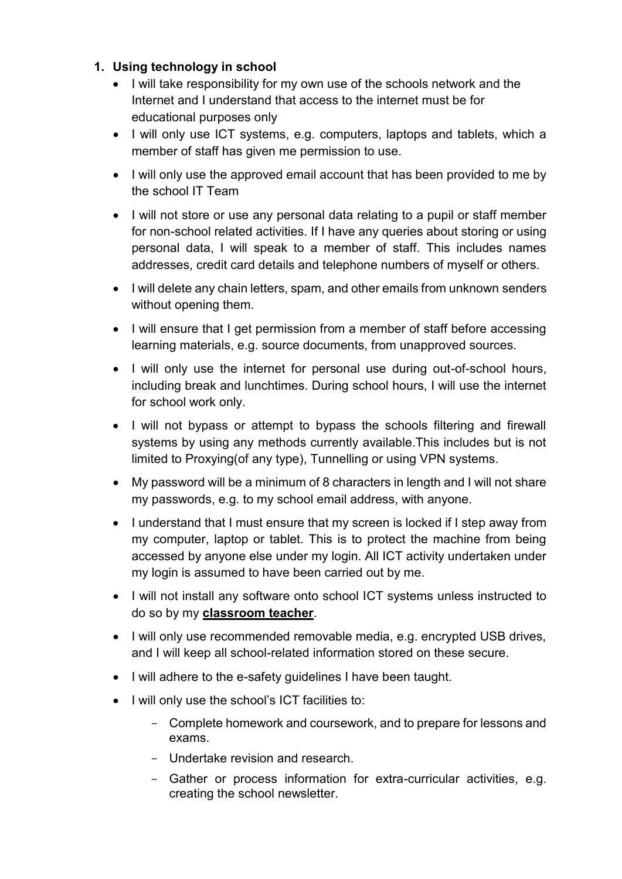1. **Using technology in school**
   - I will take responsibility for my own use of the schools network and the Internet and I understand that access to the internet must be for educational purposes only
   - I will only use ICT systems, e.g. computers, laptops and tablets, which a member of staff has given me permission to use.
   - I will only use the approved email account that has been provided to me by the school IT Team
   - I will not store or use any personal data relating to a pupil or staff member for non-school related activities. If I have any queries about storing or using personal data, I will speak to a member of staff. This includes names addresses, credit card details and telephone numbers of myself or others.
   - I will delete any chain letters, spam, and other emails from unknown senders without opening them.
   - I will ensure that I get permission from a member of staff before accessing learning materials, e.g. source documents, from unapproved sources.
   - I will only use the internet for personal use during out-of-school hours, including break and lunchtimes. During school hours, I will use the internet for school work only.
   - I will not bypass or attempt to bypass the schools filtering and firewall systems by using any methods currently available.This includes but is not limited to Proxying(of any type), Tunnelling or using VPN systems.
   - My password will be a minimum of 8 characters in length and I will not share my passwords, e.g. to my school email address, with anyone.
   - I understand that I must ensure that my screen is locked if I step away from my computer, laptop or tablet. This is to protect the machine from being accessed by anyone else under my login. All ICT activity undertaken under my login is assumed to have been carried out by me.
   - I will not install any software onto school ICT systems unless instructed to do so by my **classroom teacher**.
   - I will only use recommended removable media, e.g. encrypted USB drives, and I will keep all school-related information stored on these secure.
   - I will adhere to the e-safety guidelines I have been taught.
   - I will only use the school's ICT facilities to:
     - Complete homework and coursework, and to prepare for lessons and exams.
     - Undertake revision and research.
     - Gather or process information for extra-curricular activities, e.g. creating the school newsletter.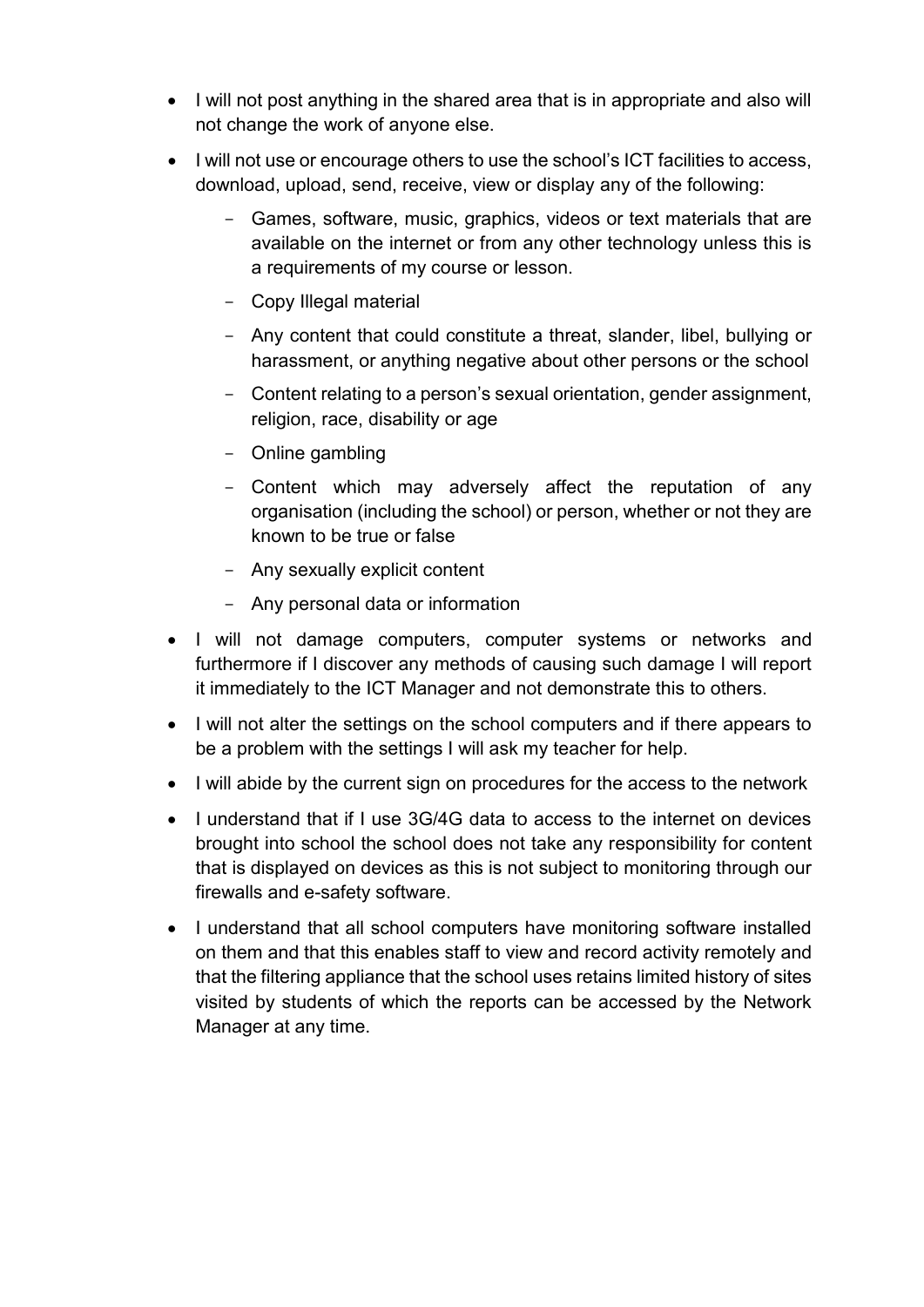- I will not post anything in the shared area that is in appropriate and also will not change the work of anyone else.
- I will not use or encourage others to use the school's ICT facilities to access, download, upload, send, receive, view or display any of the following:
  - Games, software, music, graphics, videos or text materials that are available on the internet or from any other technology unless this is a requirements of my course or lesson.
  - Copy Illegal material
  - Any content that could constitute a threat, slander, libel, bullying or harassment, or anything negative about other persons or the school
  - Content relating to a person's sexual orientation, gender assignment, religion, race, disability or age
  - Online gambling
  - Content which may adversely affect the reputation of any organisation (including the school) or person, whether or not they are known to be true or false
  - Any sexually explicit content
  - Any personal data or information
- I will not damage computers, computer systems or networks and furthermore if I discover any methods of causing such damage I will report it immediately to the ICT Manager and not demonstrate this to others.
- I will not alter the settings on the school computers and if there appears to be a problem with the settings I will ask my teacher for help.
- I will abide by the current sign on procedures for the access to the network
- I understand that if I use 3G/4G data to access to the internet on devices brought into school the school does not take any responsibility for content that is displayed on devices as this is not subject to monitoring through our firewalls and e-safety software.
- I understand that all school computers have monitoring software installed on them and that this enables staff to view and record activity remotely and that the filtering appliance that the school uses retains limited history of sites visited by students of which the reports can be accessed by the Network Manager at any time.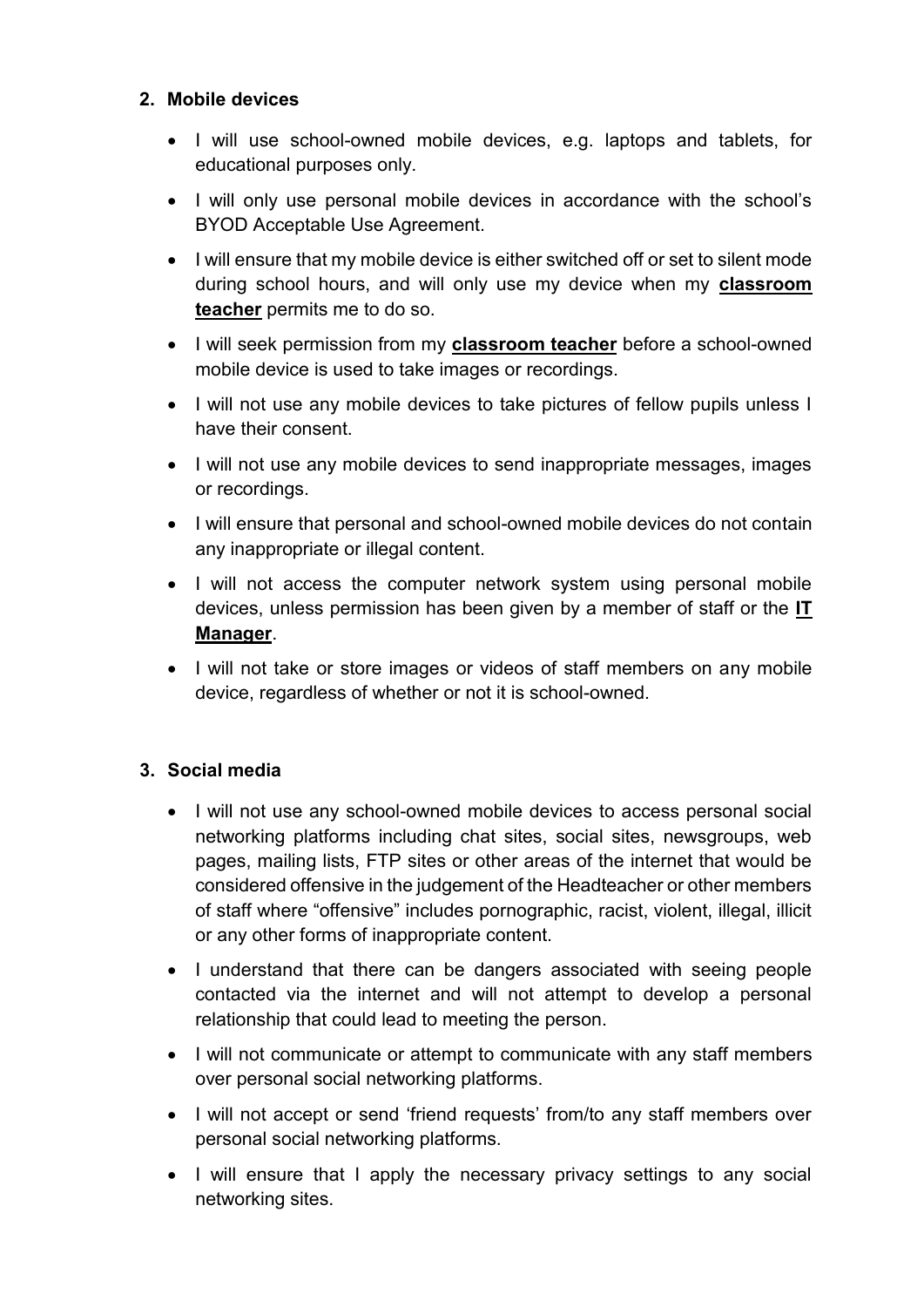## 2. Mobile devices

- I will use school-owned mobile devices, e.g. laptops and tablets, for educational purposes only.
- I will only use personal mobile devices in accordance with the school's BYOD Acceptable Use Agreement.
- I will ensure that my mobile device is either switched off or set to silent mode during school hours, and will only use my device when my **classroom teacher** permits me to do so.
- I will seek permission from my **classroom teacher** before a school-owned mobile device is used to take images or recordings.
- I will not use any mobile devices to take pictures of fellow pupils unless I have their consent.
- I will not use any mobile devices to send inappropriate messages, images or recordings.
- I will ensure that personal and school-owned mobile devices do not contain any inappropriate or illegal content.
- I will not access the computer network system using personal mobile devices, unless permission has been given by a member of staff or the **IT Manager**.
- I will not take or store images or videos of staff members on any mobile device, regardless of whether or not it is school-owned.

## 3. Social media

- I will not use any school-owned mobile devices to access personal social networking platforms including chat sites, social sites, newsgroups, web pages, mailing lists, FTP sites or other areas of the internet that would be considered offensive in the judgement of the Headteacher or other members of staff where "offensive" includes pornographic, racist, violent, illegal, illicit or any other forms of inappropriate content.
- I understand that there can be dangers associated with seeing people contacted via the internet and will not attempt to develop a personal relationship that could lead to meeting the person.
- I will not communicate or attempt to communicate with any staff members over personal social networking platforms.
- I will not accept or send 'friend requests' from/to any staff members over personal social networking platforms.
- I will ensure that I apply the necessary privacy settings to any social networking sites.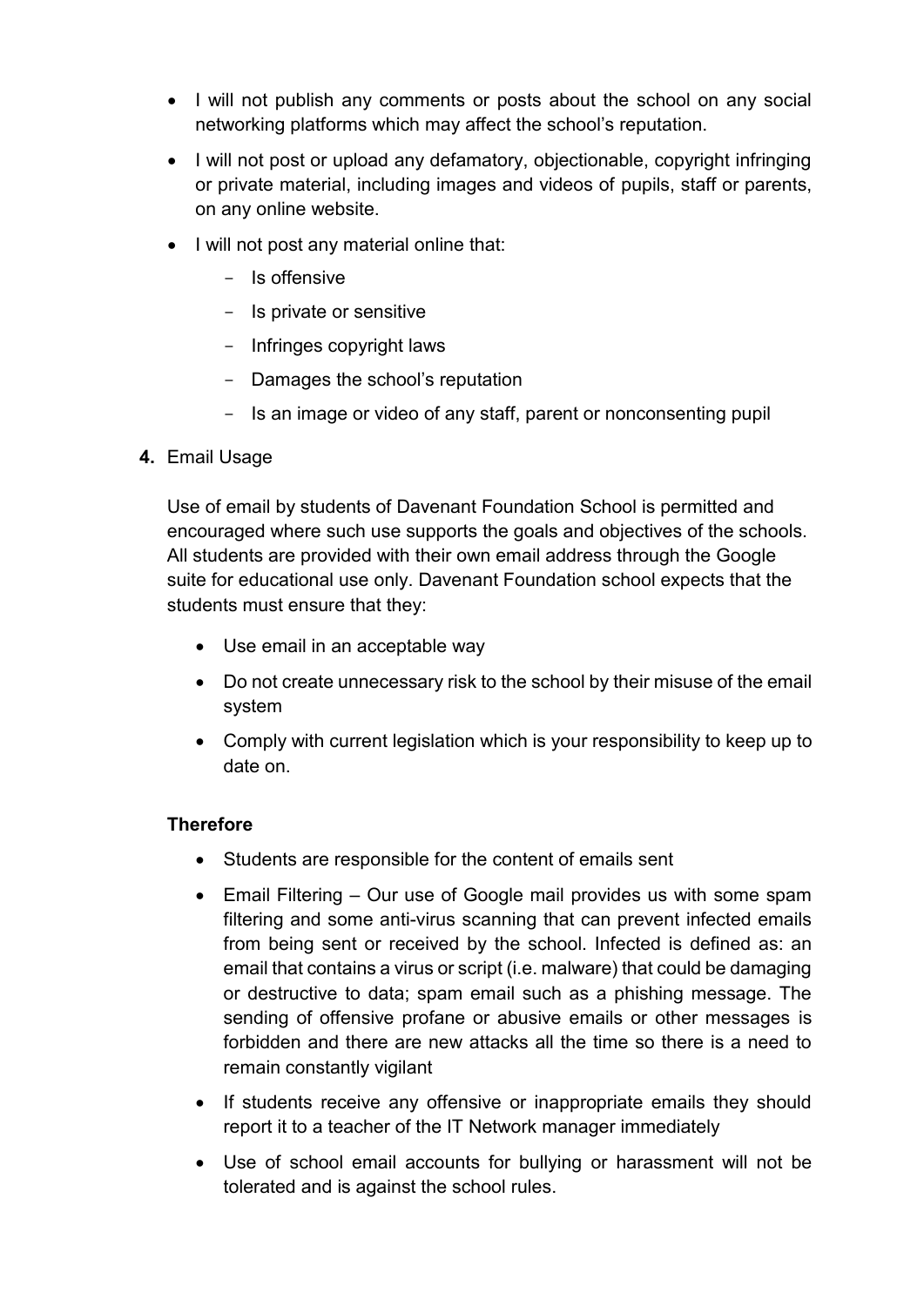- I will not publish any comments or posts about the school on any social networking platforms which may affect the school's reputation.
- I will not post or upload any defamatory, objectionable, copyright infringing or private material, including images and videos of pupils, staff or parents, on any online website.
- I will not post any material online that:
  - Is offensive
  - Is private or sensitive
  - Infringes copyright laws
  - Damages the school's reputation
  - Is an image or video of any staff, parent or nonconsenting pupil

**4.** Email Usage

Use of email by students of Davenant Foundation School is permitted and encouraged where such use supports the goals and objectives of the schools. All students are provided with their own email address through the Google suite for educational use only. Davenant Foundation school expects that the students must ensure that they:

- Use email in an acceptable way
- Do not create unnecessary risk to the school by their misuse of the email system
- Comply with current legislation which is your responsibility to keep up to date on.

**Therefore**

- Students are responsible for the content of emails sent
- Email Filtering – Our use of Google mail provides us with some spam filtering and some anti-virus scanning that can prevent infected emails from being sent or received by the school. Infected is defined as: an email that contains a virus or script (i.e. malware) that could be damaging or destructive to data; spam email such as a phishing message. The sending of offensive profane or abusive emails or other messages is forbidden and there are new attacks all the time so there is a need to remain constantly vigilant
- If students receive any offensive or inappropriate emails they should report it to a teacher of the IT Network manager immediately
- Use of school email accounts for bullying or harassment will not be tolerated and is against the school rules.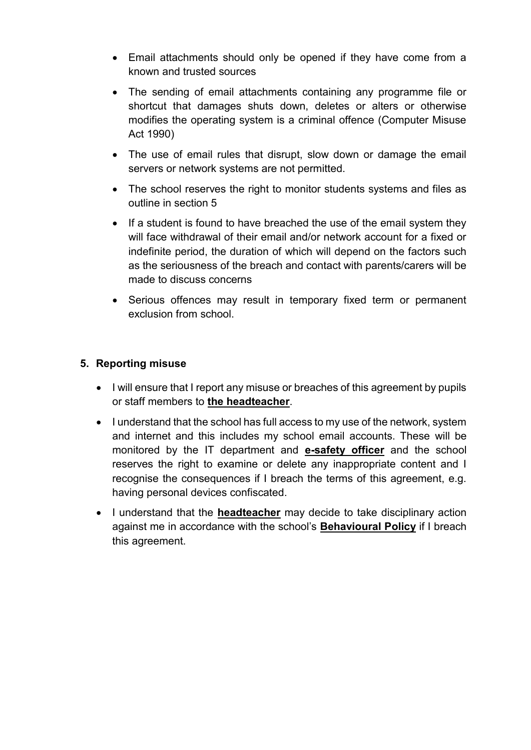- Email attachments should only be opened if they have come from a known and trusted sources
- The sending of email attachments containing any programme file or shortcut that damages shuts down, deletes or alters or otherwise modifies the operating system is a criminal offence (Computer Misuse Act 1990)
- The use of email rules that disrupt, slow down or damage the email servers or network systems are not permitted.
- The school reserves the right to monitor students systems and files as outline in section 5
- If a student is found to have breached the use of the email system they will face withdrawal of their email and/or network account for a fixed or indefinite period, the duration of which will depend on the factors such as the seriousness of the breach and contact with parents/carers will be made to discuss concerns
- Serious offences may result in temporary fixed term or permanent exclusion from school.

## 5. Reporting misuse

- I will ensure that I report any misuse or breaches of this agreement by pupils or staff members to **the headteacher**.
- I understand that the school has full access to my use of the network, system and internet and this includes my school email accounts. These will be monitored by the IT department and **e-safety officer** and the school reserves the right to examine or delete any inappropriate content and I recognise the consequences if I breach the terms of this agreement, e.g. having personal devices confiscated.
- I understand that the **headteacher** may decide to take disciplinary action against me in accordance with the school's **Behavioural Policy** if I breach this agreement.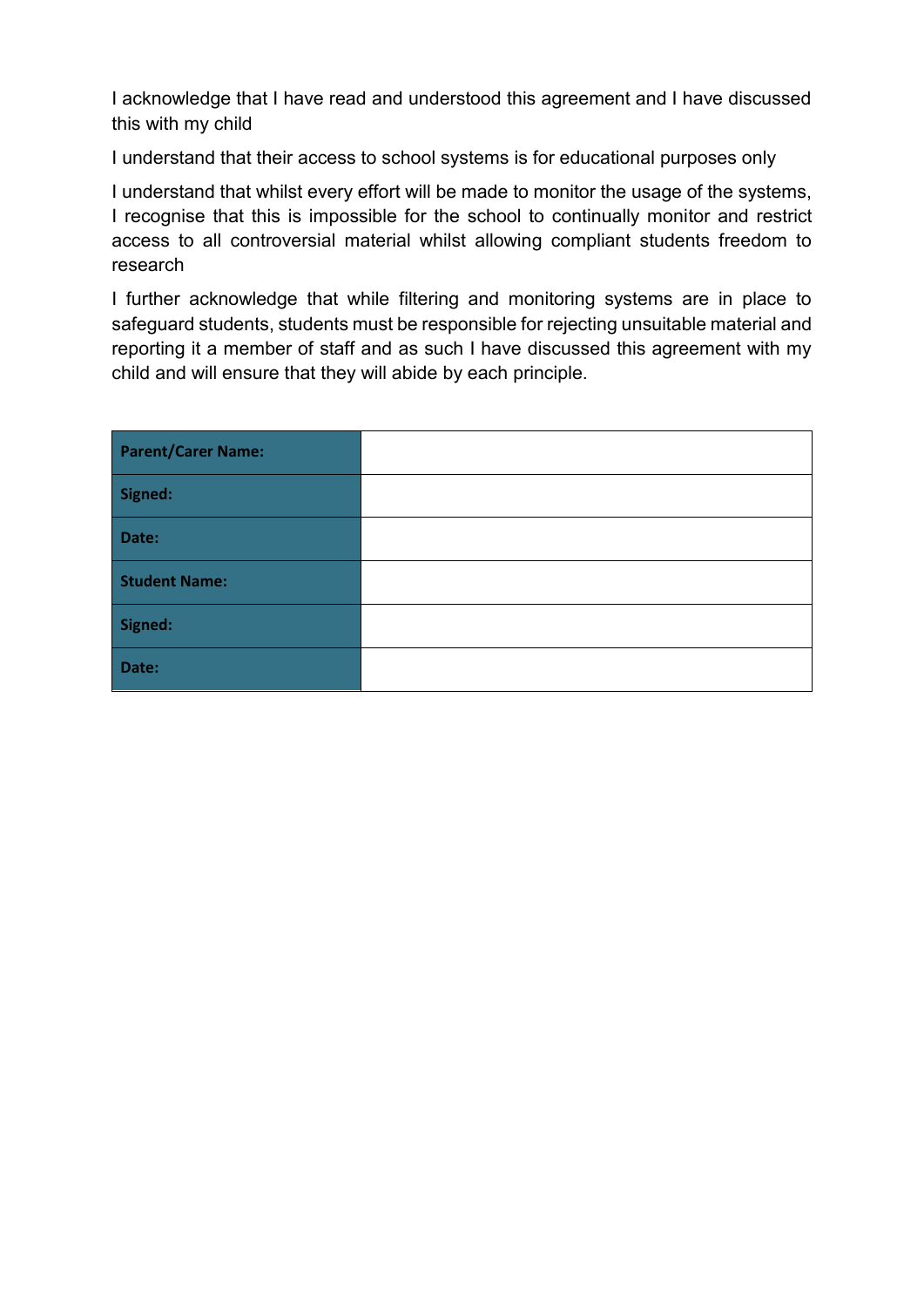I acknowledge that I have read and understood this agreement and I have discussed this with my child

I understand that their access to school systems is for educational purposes only

I understand that whilst every effort will be made to monitor the usage of the systems, I recognise that this is impossible for the school to continually monitor and restrict access to all controversial material whilst allowing compliant students freedom to research

I further acknowledge that while filtering and monitoring systems are in place to safeguard students, students must be responsible for rejecting unsuitable material and reporting it a member of staff and as such I have discussed this agreement with my child and will ensure that they will abide by each principle.

| | |
|---|---|
| **Parent/Carer Name:** | |
| **Signed:** | |
| **Date:** | |
| **Student Name:** | |
| **Signed:** | |
| **Date:** | |